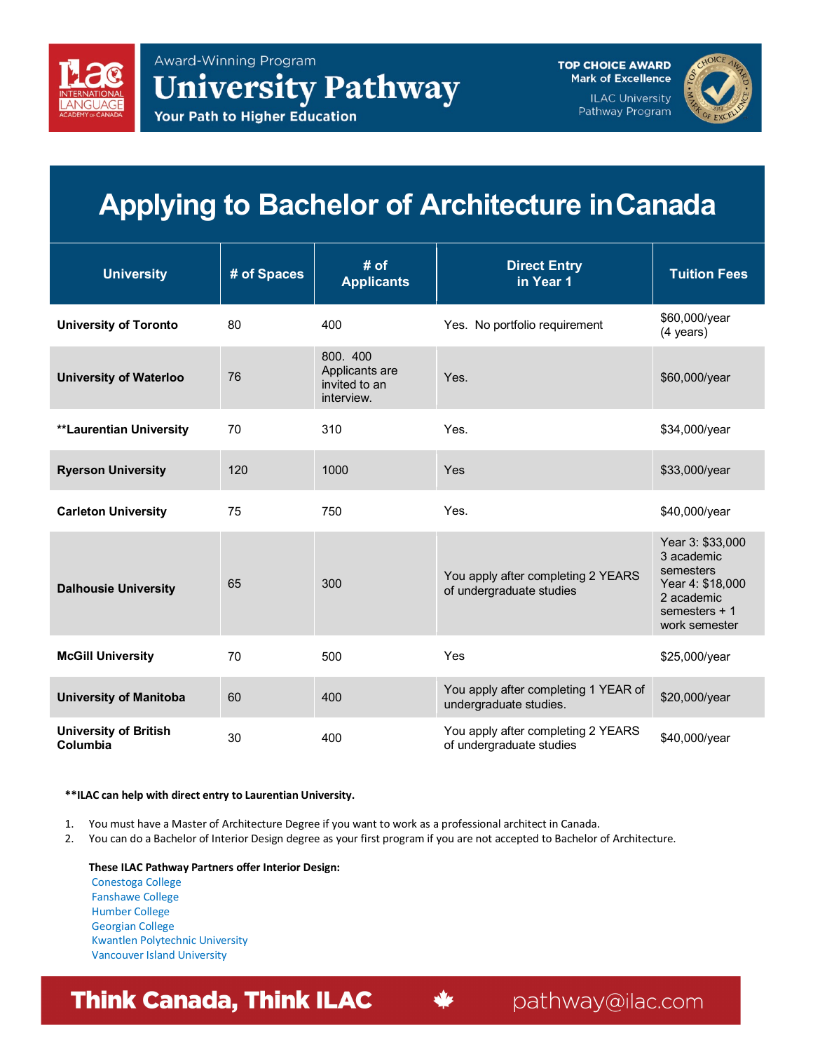Award-Winning Program

# University Pathway

**Your Path to Higher Education**

**TOP CHOICE AWARD**
**Mark of Excellence**
ILAC University Pathway Program

## Applying to Bachelor of Architecture in Canada

| University | # of Spaces | # of Applicants | Direct Entry in Year 1 | Tuition Fees |
|---|---|---|---|---|
| **University of Toronto** | 80 | 400 | Yes. No portfolio requirement | $60,000/year (4 years) |
| **University of Waterloo** | 76 | 800. 400 Applicants are invited to an interview. | Yes. | $60,000/year |
| **\*\*Laurentian University** | 70 | 310 | Yes. | $34,000/year |
| **Ryerson University** | 120 | 1000 | Yes | $33,000/year |
| **Carleton University** | 75 | 750 | Yes. | $40,000/year |
| **Dalhousie University** | 65 | 300 | You apply after completing 2 YEARS of undergraduate studies | Year 3: $33,000 3 academic semesters Year 4: $18,000 2 academic semesters + 1 work semester |
| **McGill University** | 70 | 500 | Yes | $25,000/year |
| **University of Manitoba** | 60 | 400 | You apply after completing 1 YEAR of undergraduate studies. | $20,000/year |
| **University of British Columbia** | 30 | 400 | You apply after completing 2 YEARS of undergraduate studies | $40,000/year |

**\*\*ILAC can help with direct entry to Laurentian University.**

1. You must have a Master of Architecture Degree if you want to work as a professional architect in Canada.
2. You can do a Bachelor of Interior Design degree as your first program if you are not accepted to Bachelor of Architecture.

**These ILAC Pathway Partners offer Interior Design:**

- Conestoga College
- Fanshawe College
- Humber College
- Georgian College
- Kwantlen Polytechnic University
- Vancouver Island University

**Think Canada, Think ILAC** pathway@ilac.com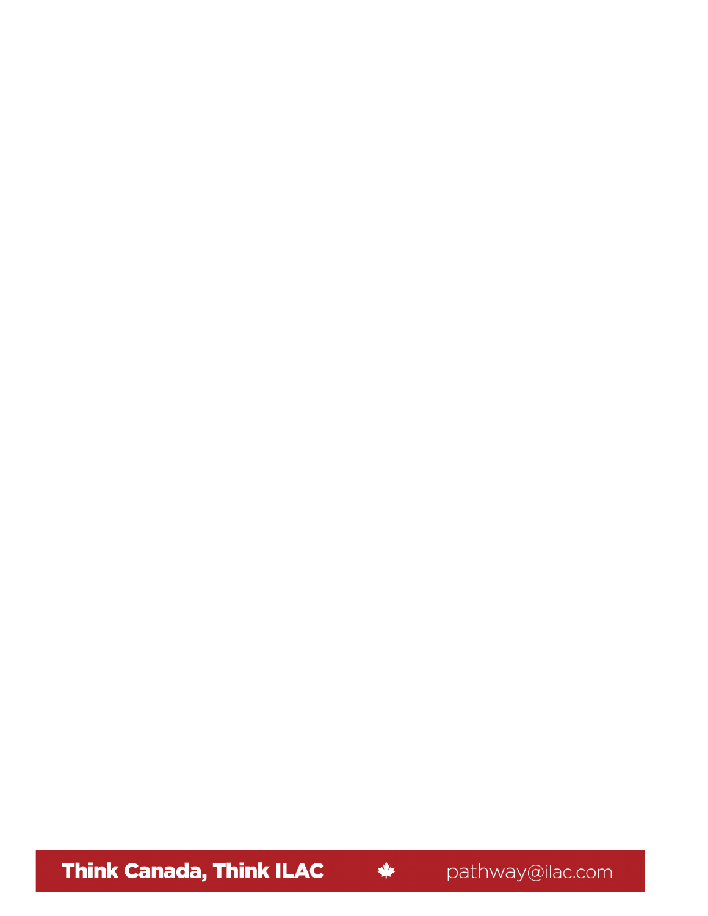**Think Canada, Think ILAC**

pathway@ilac.com